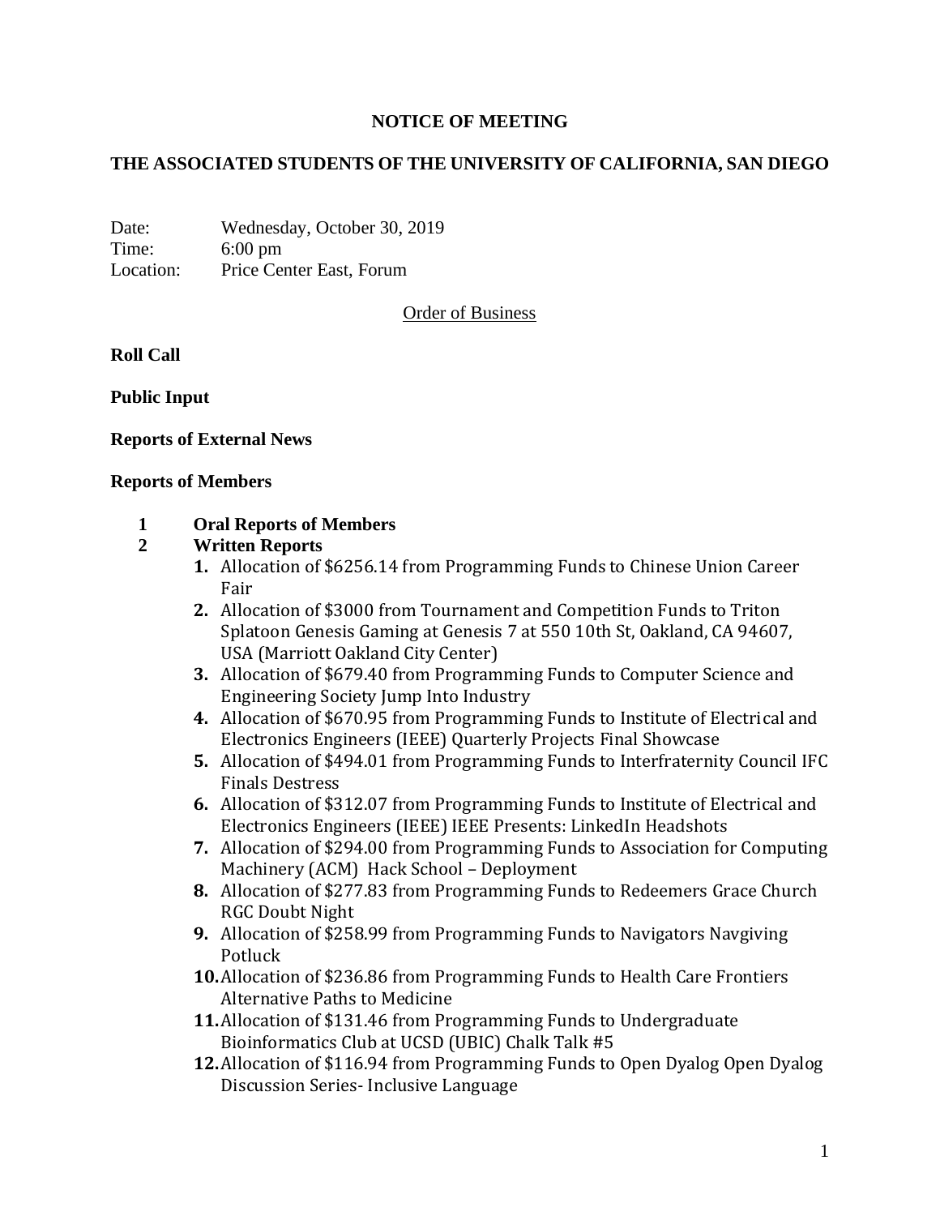# NOTICE OF MEETING

## THE ASSOCIATED STUDENTS OF THE UNIVERSITY OF CALIFORNIA, SAN DIEGO

Date: Wednesday, October 30, 2019
Time: 6:00 pm
Location: Price Center East, Forum

Order of Business

**Roll Call**

**Public Input**

**Reports of External News**

**Reports of Members**

1 **Oral Reports of Members**

2 **Written Reports**

1. Allocation of $6256.14 from Programming Funds to Chinese Union Career Fair
2. Allocation of $3000 from Tournament and Competition Funds to Triton Splatoon Genesis Gaming at Genesis 7 at 550 10th St, Oakland, CA 94607, USA (Marriott Oakland City Center)
3. Allocation of $679.40 from Programming Funds to Computer Science and Engineering Society Jump Into Industry
4. Allocation of $670.95 from Programming Funds to Institute of Electrical and Electronics Engineers (IEEE) Quarterly Projects Final Showcase
5. Allocation of $494.01 from Programming Funds to Interfraternity Council IFC Finals Destress
6. Allocation of $312.07 from Programming Funds to Institute of Electrical and Electronics Engineers (IEEE) IEEE Presents: LinkedIn Headshots
7. Allocation of $294.00 from Programming Funds to Association for Computing Machinery (ACM) Hack School – Deployment
8. Allocation of $277.83 from Programming Funds to Redeemers Grace Church RGC Doubt Night
9. Allocation of $258.99 from Programming Funds to Navigators Navgiving Potluck
10. Allocation of $236.86 from Programming Funds to Health Care Frontiers Alternative Paths to Medicine
11. Allocation of $131.46 from Programming Funds to Undergraduate Bioinformatics Club at UCSD (UBIC) Chalk Talk #5
12. Allocation of $116.94 from Programming Funds to Open Dyalog Open Dyalog Discussion Series- Inclusive Language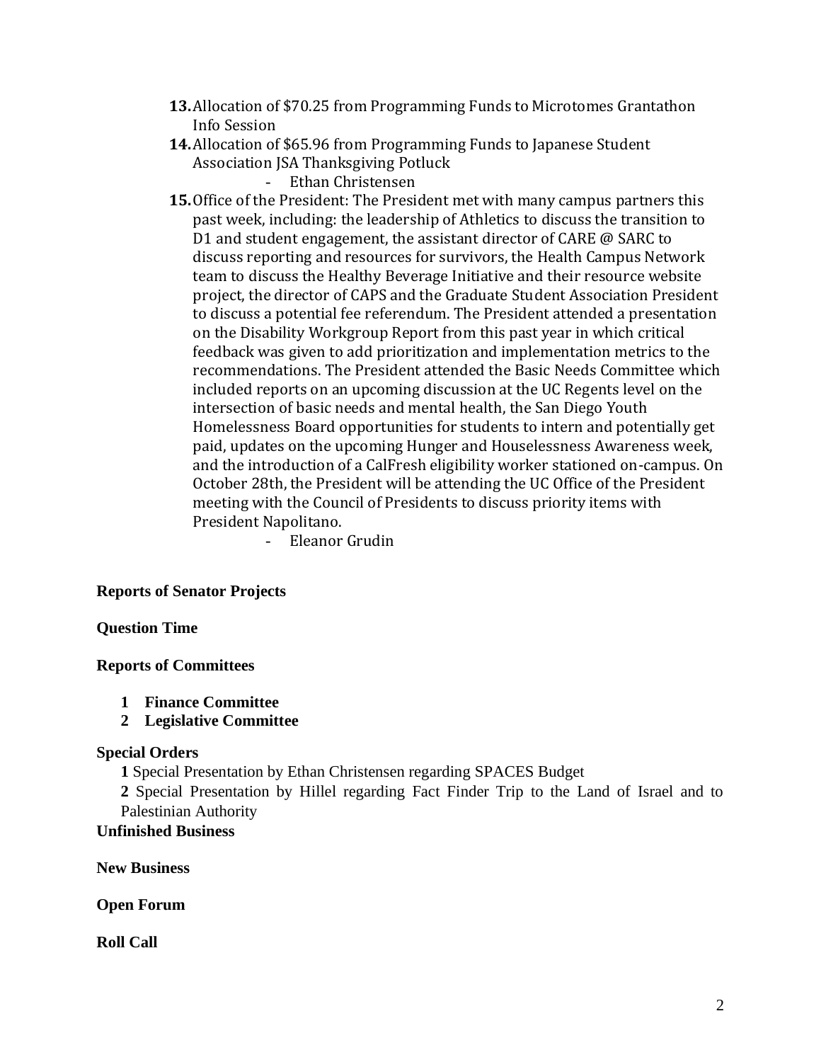13. Allocation of $70.25 from Programming Funds to Microtomes Grantathon Info Session
14. Allocation of $65.96 from Programming Funds to Japanese Student Association JSA Thanksgiving Potluck
    - Ethan Christensen
15. Office of the President: The President met with many campus partners this past week, including: the leadership of Athletics to discuss the transition to D1 and student engagement, the assistant director of CARE @ SARC to discuss reporting and resources for survivors, the Health Campus Network team to discuss the Healthy Beverage Initiative and their resource website project, the director of CAPS and the Graduate Student Association President to discuss a potential fee referendum. The President attended a presentation on the Disability Workgroup Report from this past year in which critical feedback was given to add prioritization and implementation metrics to the recommendations. The President attended the Basic Needs Committee which included reports on an upcoming discussion at the UC Regents level on the intersection of basic needs and mental health, the San Diego Youth Homelessness Board opportunities for students to intern and potentially get paid, updates on the upcoming Hunger and Houselessness Awareness week, and the introduction of a CalFresh eligibility worker stationed on-campus. On October 28th, the President will be attending the UC Office of the President meeting with the Council of Presidents to discuss priority items with President Napolitano.
    - Eleanor Grudin

**Reports of Senator Projects**

**Question Time**

**Reports of Committees**

1. **Finance Committee**
2. **Legislative Committee**

**Special Orders**

**1** Special Presentation by Ethan Christensen regarding SPACES Budget

**2** Special Presentation by Hillel regarding Fact Finder Trip to the Land of Israel and to Palestinian Authority

**Unfinished Business**

**New Business**

**Open Forum**

**Roll Call**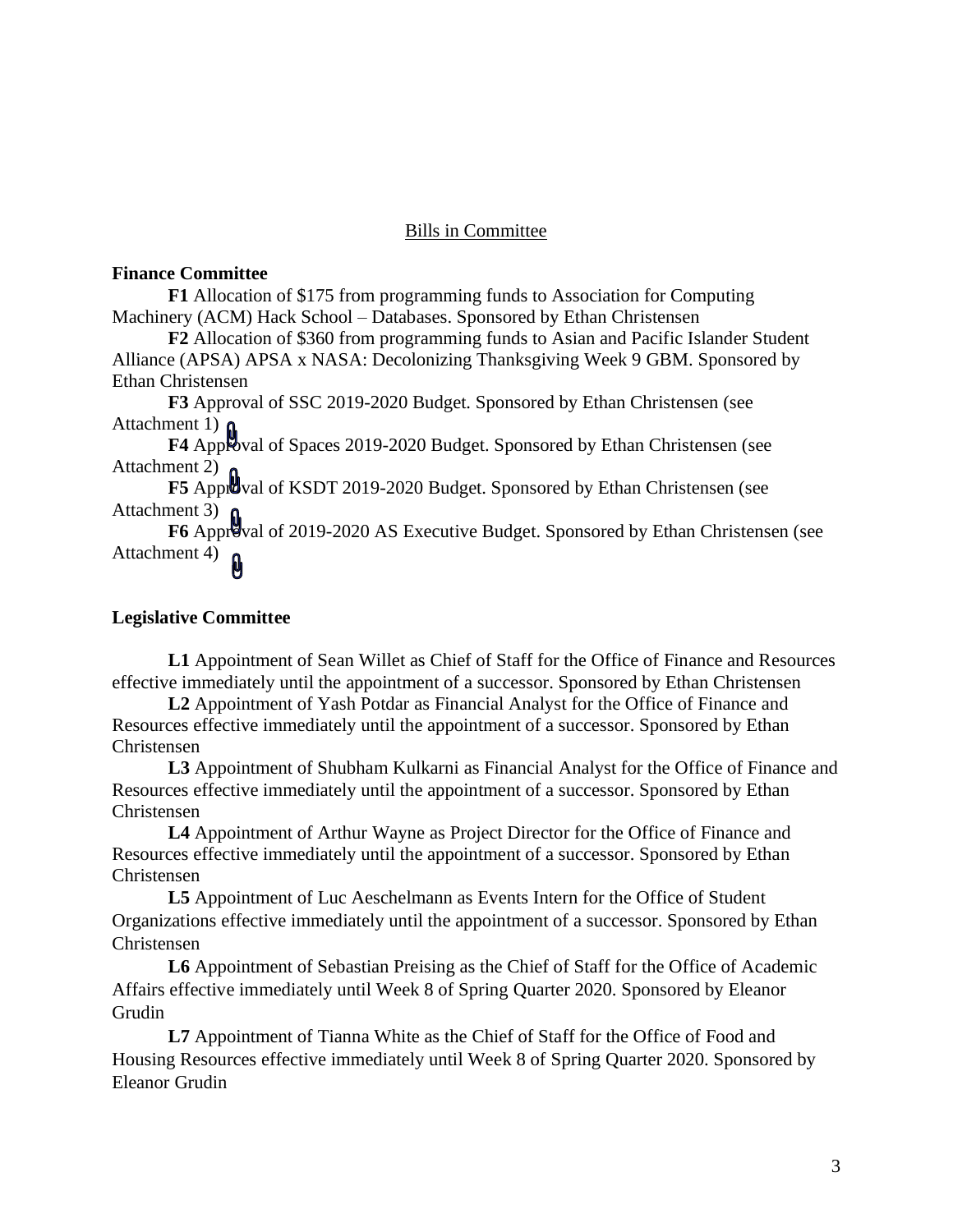## Bills in Committee

**Finance Committee**

**F1** Allocation of $175 from programming funds to Association for Computing Machinery (ACM) Hack School – Databases. Sponsored by Ethan Christensen

**F2** Allocation of $360 from programming funds to Asian and Pacific Islander Student Alliance (APSA) APSA x NASA: Decolonizing Thanksgiving Week 9 GBM. Sponsored by Ethan Christensen

**F3** Approval of SSC 2019-2020 Budget. Sponsored by Ethan Christensen (see Attachment 1)

**F4** Approval of Spaces 2019-2020 Budget. Sponsored by Ethan Christensen (see Attachment 2)

**F5** Approval of KSDT 2019-2020 Budget. Sponsored by Ethan Christensen (see Attachment 3)

**F6** Approval of 2019-2020 AS Executive Budget. Sponsored by Ethan Christensen (see Attachment 4)

**Legislative Committee**

**L1** Appointment of Sean Willet as Chief of Staff for the Office of Finance and Resources effective immediately until the appointment of a successor. Sponsored by Ethan Christensen

**L2** Appointment of Yash Potdar as Financial Analyst for the Office of Finance and Resources effective immediately until the appointment of a successor. Sponsored by Ethan Christensen

**L3** Appointment of Shubham Kulkarni as Financial Analyst for the Office of Finance and Resources effective immediately until the appointment of a successor. Sponsored by Ethan Christensen

**L4** Appointment of Arthur Wayne as Project Director for the Office of Finance and Resources effective immediately until the appointment of a successor. Sponsored by Ethan Christensen

**L5** Appointment of Luc Aeschelmann as Events Intern for the Office of Student Organizations effective immediately until the appointment of a successor. Sponsored by Ethan Christensen

**L6** Appointment of Sebastian Preising as the Chief of Staff for the Office of Academic Affairs effective immediately until Week 8 of Spring Quarter 2020. Sponsored by Eleanor Grudin

**L7** Appointment of Tianna White as the Chief of Staff for the Office of Food and Housing Resources effective immediately until Week 8 of Spring Quarter 2020. Sponsored by Eleanor Grudin